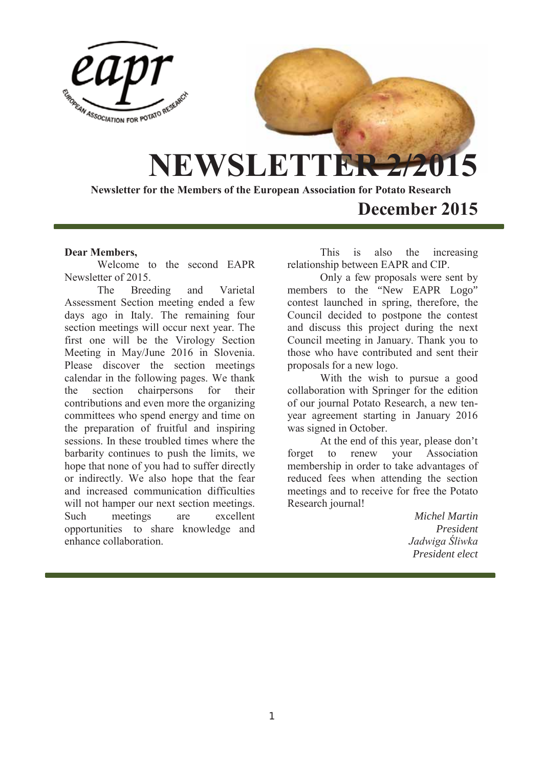# NEWSLETTER 2/2015

**Newsletter for the Members of the European Association for Potato Research**

## December 2015

**Dear Members,**

Welcome to the second EAPR Newsletter of 2015.

The Breeding and Varietal Assessment Section meeting ended a few days ago in Italy. The remaining four section meetings will occur next year. The first one will be the Virology Section Meeting in May/June 2016 in Slovenia. Please discover the section meetings calendar in the following pages. We thank the section chairpersons for their contributions and even more the organizing committees who spend energy and time on the preparation of fruitful and inspiring sessions. In these troubled times where the barbarity continues to push the limits, we hope that none of you had to suffer directly or indirectly. We also hope that the fear and increased communication difficulties will not hamper our next section meetings. Such meetings are excellent opportunities to share knowledge and enhance collaboration.

This is also the increasing relationship between EAPR and CIP.

Only a few proposals were sent by members to the "New EAPR Logo" contest launched in spring, therefore, the Council decided to postpone the contest and discuss this project during the next Council meeting in January. Thank you to those who have contributed and sent their proposals for a new logo.

With the wish to pursue a good collaboration with Springer for the edition of our journal Potato Research, a new ten-year agreement starting in January 2016 was signed in October.

At the end of this year, please don't forget to renew your Association membership in order to take advantages of reduced fees when attending the section meetings and to receive for free the Potato Research journal!

*Michel Martin*
*President*
*Jadwiga Śliwka*
*President elect*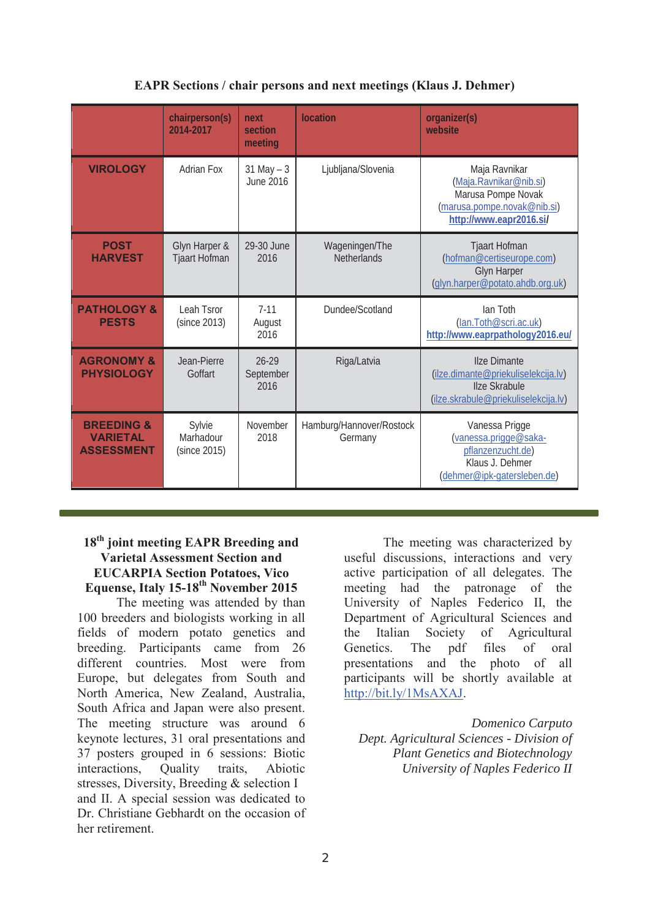**EAPR Sections / chair persons and next meetings (Klaus J. Dehmer)**

| | chairperson(s) 2014-2017 | next section meeting | location | organizer(s) website |
|---|---|---|---|---|
| **VIROLOGY** | Adrian Fox | 31 May – 3 June 2016 | Ljubljana/Slovenia | Maja Ravnikar (Maja.Ravnikar@nib.si) Marusa Pompe Novak (marusa.pompe.novak@nib.si) **http://www.eapr2016.si/** |
| **POST HARVEST** | Glyn Harper & Tjaart Hofman | 29-30 June 2016 | Wageningen/The Netherlands | Tjaart Hofman (hofman@certiseurope.com) Glyn Harper (glyn.harper@potato.ahdb.org.uk) |
| **PATHOLOGY & PESTS** | Leah Tsror (since 2013) | 7-11 August 2016 | Dundee/Scotland | Ian Toth (Ian.Toth@scri.ac.uk) **http://www.eaprpathology2016.eu/** |
| **AGRONOMY & PHYSIOLOGY** | Jean-Pierre Goffart | 26-29 September 2016 | Riga/Latvia | Ilze Dimante (ilze.dimante@priekuliselekcija.lv) Ilze Skrabule (ilze.skrabule@priekuliselekcija.lv) |
| **BREEDING & VARIETAL ASSESSMENT** | Sylvie Marhadour (since 2015) | November 2018 | Hamburg/Hannover/Rostock Germany | Vanessa Prigge (vanessa.prigge@saka-pflanzenzucht.de) Klaus J. Dehmer (dehmer@ipk-gatersleben.de) |

## 18th joint meeting EAPR Breeding and Varietal Assessment Section and EUCARPIA Section Potatoes, Vico Equense, Italy 15-18th November 2015

The meeting was attended by than 100 breeders and biologists working in all fields of modern potato genetics and breeding. Participants came from 26 different countries. Most were from Europe, but delegates from South and North America, New Zealand, Australia, South Africa and Japan were also present. The meeting structure was around 6 keynote lectures, 31 oral presentations and 37 posters grouped in 6 sessions: Biotic interactions, Quality traits, Abiotic stresses, Diversity, Breeding & selection I and II. A special session was dedicated to Dr. Christiane Gebhardt on the occasion of her retirement.

The meeting was characterized by useful discussions, interactions and very active participation of all delegates. The meeting had the patronage of the University of Naples Federico II, the Department of Agricultural Sciences and the Italian Society of Agricultural Genetics. The pdf files of oral presentations and the photo of all participants will be shortly available at http://bit.ly/1MsAXAJ.

*Domenico Carputo*
*Dept. Agricultural Sciences - Division of Plant Genetics and Biotechnology*
*University of Naples Federico II*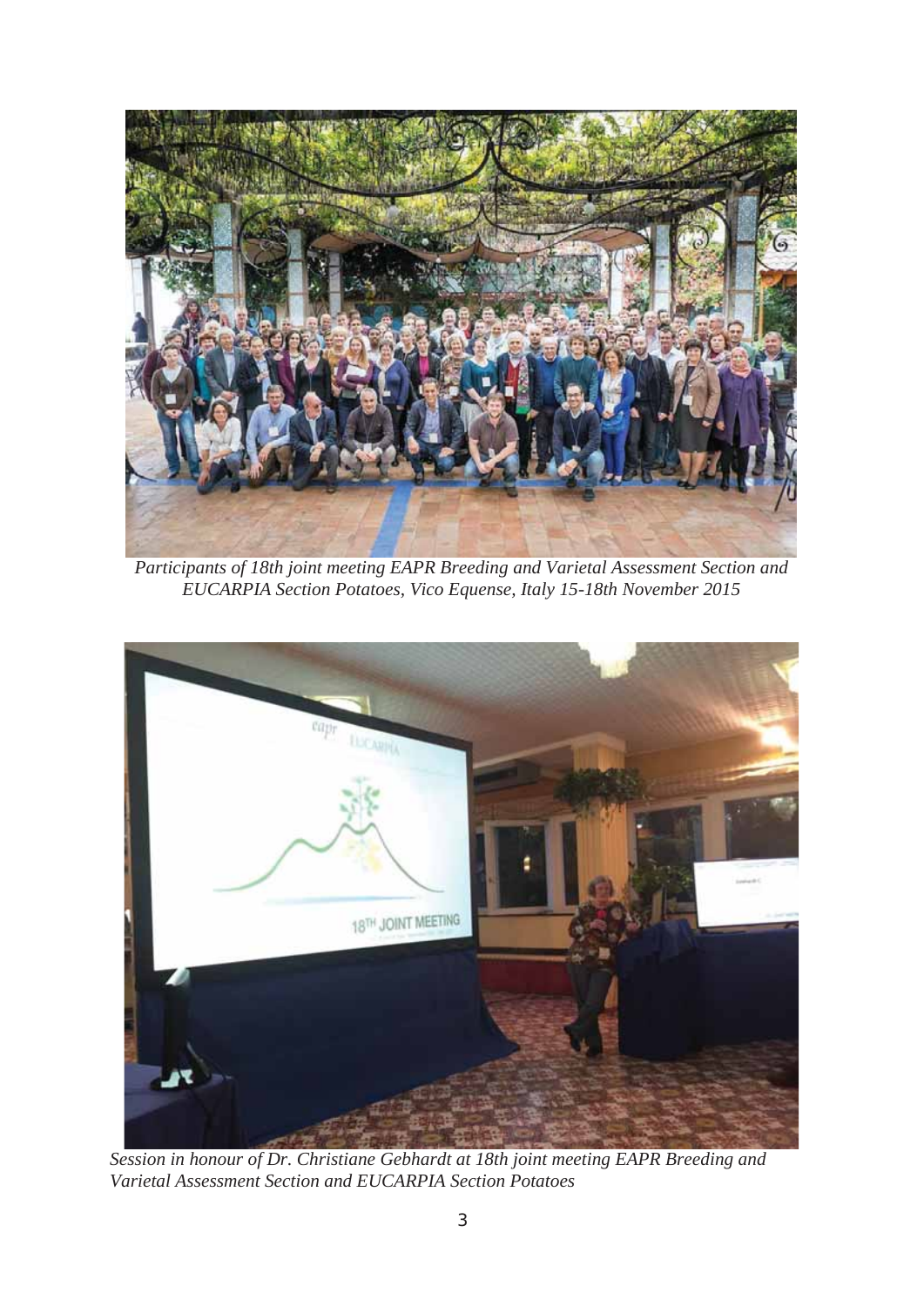*Participants of 18th joint meeting EAPR Breeding and Varietal Assessment Section and EUCARPIA Section Potatoes, Vico Equense, Italy 15-18th November 2015*

*Session in honour of Dr. Christiane Gebhardt at 18th joint meeting EAPR Breeding and Varietal Assessment Section and EUCARPIA Section Potatoes*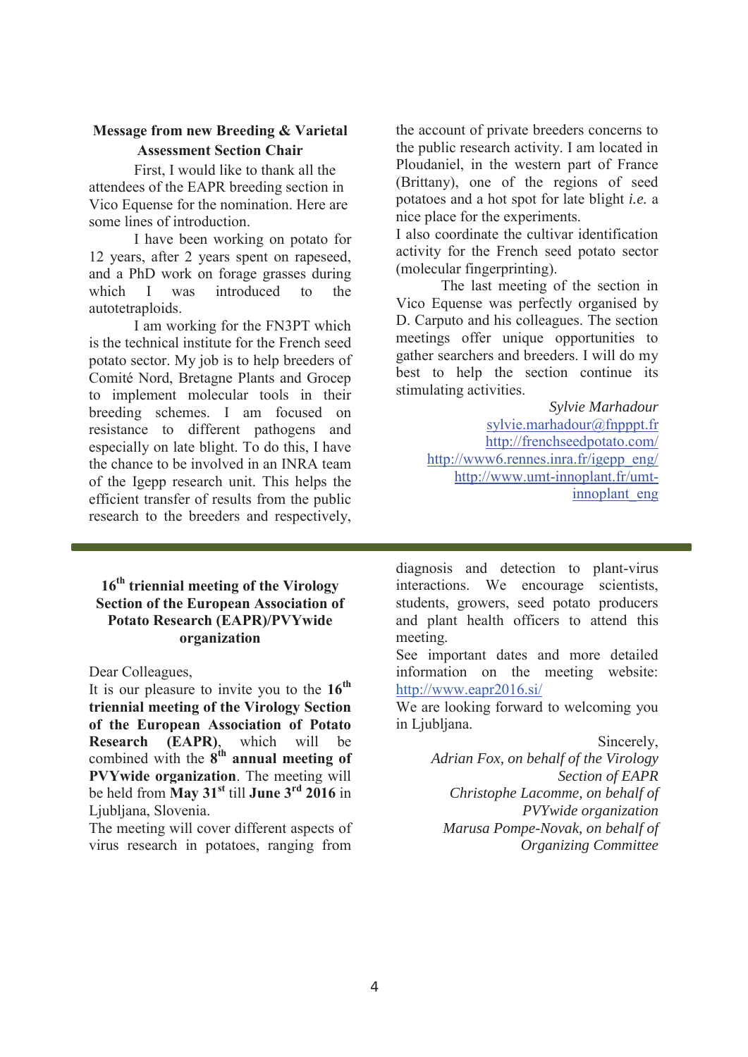## Message from new Breeding & Varietal Assessment Section Chair

First, I would like to thank all the attendees of the EAPR breeding section in Vico Equense for the nomination. Here are some lines of introduction.

I have been working on potato for 12 years, after 2 years spent on rapeseed, and a PhD work on forage grasses during which I was introduced to the autotetraploids.

I am working for the FN3PT which is the technical institute for the French seed potato sector. My job is to help breeders of Comité Nord, Bretagne Plants and Grocep to implement molecular tools in their breeding schemes. I am focused on resistance to different pathogens and especially on late blight. To do this, I have the chance to be involved in an INRA team of the Igepp research unit. This helps the efficient transfer of results from the public research to the breeders and respectively, the account of private breeders concerns to the public research activity. I am located in Ploudaniel, in the western part of France (Brittany), one of the regions of seed potatoes and a hot spot for late blight *i.e.* a nice place for the experiments.

I also coordinate the cultivar identification activity for the French seed potato sector (molecular fingerprinting).

The last meeting of the section in Vico Equense was perfectly organised by D. Carputo and his colleagues. The section meetings offer unique opportunities to gather searchers and breeders. I will do my best to help the section continue its stimulating activities.

*Sylvie Marhadour*
sylvie.marhadour@fnpppt.fr
http://frenchseedpotato.com/
http://www6.rennes.inra.fr/igepp_eng/
http://www.umt-innoplant.fr/umt-innoplant_eng

---

## 16th triennial meeting of the Virology Section of the European Association of Potato Research (EAPR)/PVYwide organization

Dear Colleagues,

It is our pleasure to invite you to the **16th triennial meeting of the Virology Section of the European Association of Potato Research (EAPR)**, which will be combined with the **8th annual meeting of PVYwide organization**. The meeting will be held from **May 31st** till **June 3rd 2016** in Ljubljana, Slovenia.

The meeting will cover different aspects of virus research in potatoes, ranging from diagnosis and detection to plant-virus interactions. We encourage scientists, students, growers, seed potato producers and plant health officers to attend this meeting.

See important dates and more detailed information on the meeting website: http://www.eapr2016.si/

We are looking forward to welcoming you in Ljubljana.

Sincerely,

*Adrian Fox, on behalf of the Virology Section of EAPR*

*Christophe Lacomme, on behalf of PVYwide organization*

*Marusa Pompe-Novak, on behalf of Organizing Committee*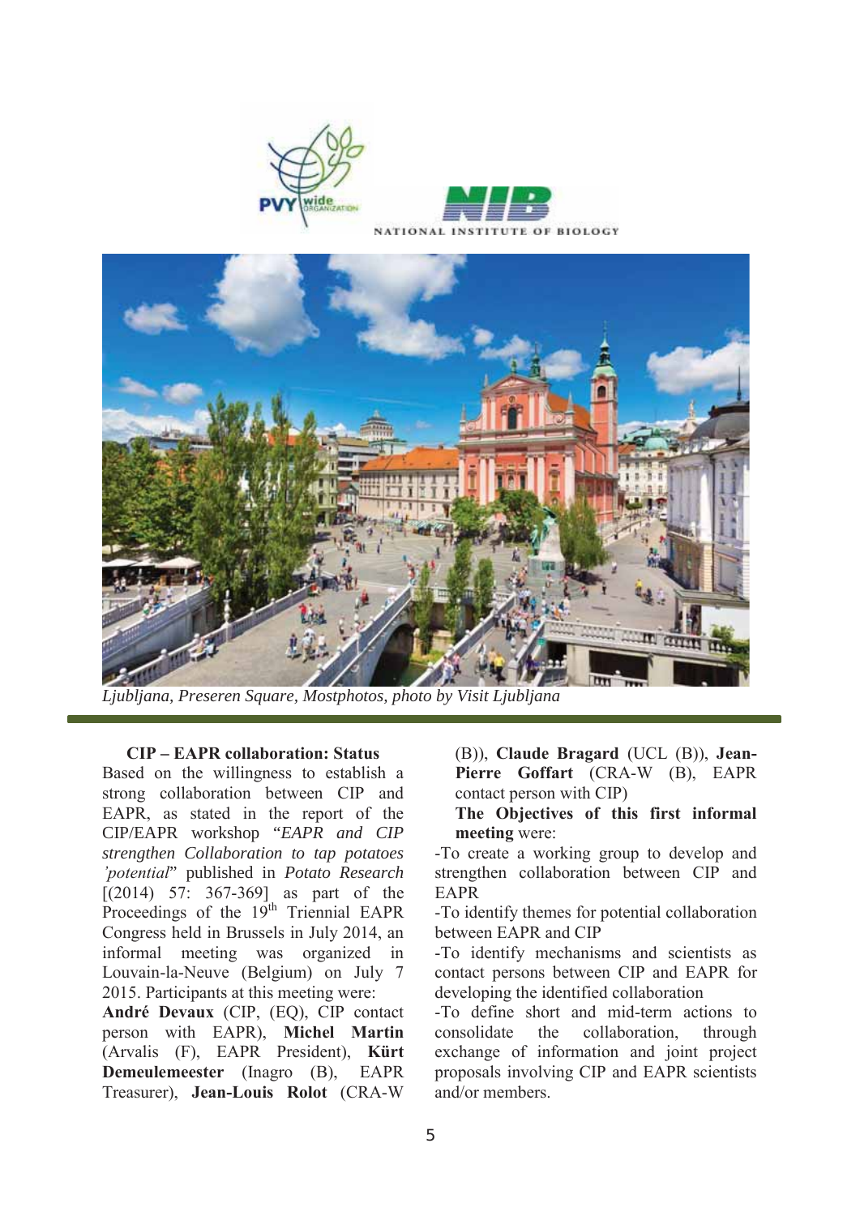Ljubljana, Preseren Square, Mostphotos, photo by Visit Ljubljana

**CIP – EAPR collaboration: Status**

Based on the willingness to establish a strong collaboration between CIP and EAPR, as stated in the report of the CIP/EAPR workshop "*EAPR and CIP strengthen Collaboration to tap potatoes 'potential*" published in *Potato Research* [(2014) 57: 367-369] as part of the Proceedings of the 19th Triennial EAPR Congress held in Brussels in July 2014, an informal meeting was organized in Louvain-la-Neuve (Belgium) on July 7 2015. Participants at this meeting were:

**André Devaux** (CIP, (EQ), CIP contact person with EAPR), **Michel Martin** (Arvalis (F), EAPR President), **Kürt Demeulemeester** (Inagro (B), EAPR Treasurer), **Jean-Louis Rolot** (CRA-W (B)), **Claude Bragard** (UCL (B)), **Jean-Pierre Goffart** (CRA-W (B), EAPR contact person with CIP)

**The Objectives of this first informal meeting** were:

-To create a working group to develop and strengthen collaboration between CIP and EAPR

-To identify themes for potential collaboration between EAPR and CIP

-To identify mechanisms and scientists as contact persons between CIP and EAPR for developing the identified collaboration

-To define short and mid-term actions to consolidate the collaboration, through exchange of information and joint project proposals involving CIP and EAPR scientists and/or members.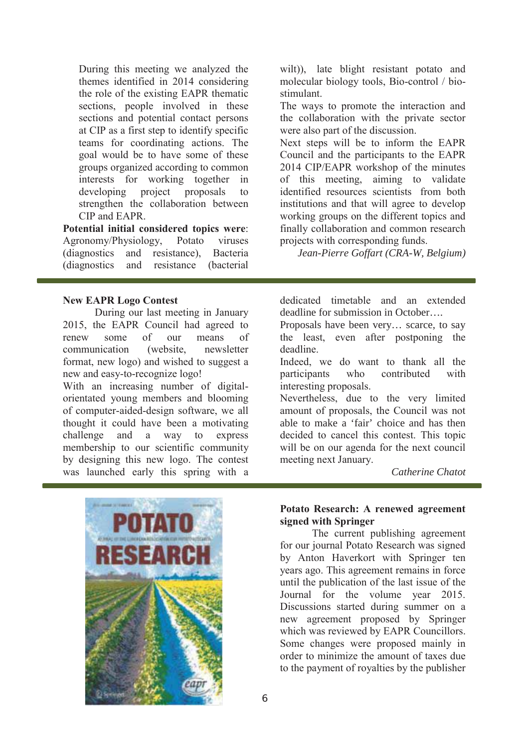During this meeting we analyzed the themes identified in 2014 considering the role of the existing EAPR thematic sections, people involved in these sections and potential contact persons at CIP as a first step to identify specific teams for coordinating actions. The goal would be to have some of these groups organized according to common interests for working together in developing project proposals to strengthen the collaboration between CIP and EAPR.

**Potential initial considered topics were**: Agronomy/Physiology, Potato viruses (diagnostics and resistance), Bacteria (diagnostics and resistance (bacterial wilt)), late blight resistant potato and molecular biology tools, Bio-control / bio-stimulant.

The ways to promote the interaction and the collaboration with the private sector were also part of the discussion.

Next steps will be to inform the EAPR Council and the participants to the EAPR 2014 CIP/EAPR workshop of the minutes of this meeting, aiming to validate identified resources scientists from both institutions and that will agree to develop working groups on the different topics and finally collaboration and common research projects with corresponding funds.

*Jean-Pierre Goffart (CRA-W, Belgium)*

---

**New EAPR Logo Contest**

During our last meeting in January 2015, the EAPR Council had agreed to renew some of our means of communication (website, newsletter format, new logo) and wished to suggest a new and easy-to-recognize logo!

With an increasing number of digital-orientated young members and blooming of computer-aided-design software, we all thought it could have been a motivating challenge and a way to express membership to our scientific community by designing this new logo. The contest was launched early this spring with a dedicated timetable and an extended deadline for submission in October….

Proposals have been very… scarce, to say the least, even after postponing the deadline.

Indeed, we do want to thank all the participants who contributed with interesting proposals.

Nevertheless, due to the very limited amount of proposals, the Council was not able to make a 'fair' choice and has then decided to cancel this contest. This topic will be on our agenda for the next council meeting next January.

*Catherine Chatot*

---

**Potato Research: A renewed agreement signed with Springer**

The current publishing agreement for our journal Potato Research was signed by Anton Haverkort with Springer ten years ago. This agreement remains in force until the publication of the last issue of the Journal for the volume year 2015. Discussions started during summer on a new agreement proposed by Springer which was reviewed by EAPR Councillors. Some changes were proposed mainly in order to minimize the amount of taxes due to the payment of royalties by the publisher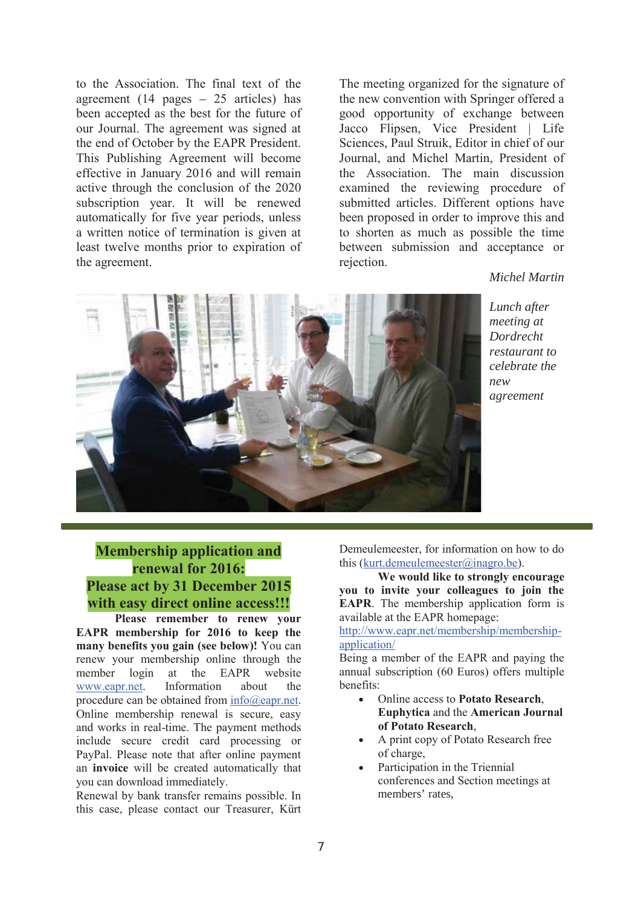to the Association. The final text of the agreement (14 pages – 25 articles) has been accepted as the best for the future of our Journal. The agreement was signed at the end of October by the EAPR President. This Publishing Agreement will become effective in January 2016 and will remain active through the conclusion of the 2020 subscription year. It will be renewed automatically for five year periods, unless a written notice of termination is given at least twelve months prior to expiration of the agreement.

The meeting organized for the signature of the new convention with Springer offered a good opportunity of exchange between Jacco Flipsen, Vice President | Life Sciences, Paul Struik, Editor in chief of our Journal, and Michel Martin, President of the Association. The main discussion examined the reviewing procedure of submitted articles. Different options have been proposed in order to improve this and to shorten as much as possible the time between submission and acceptance or rejection.

*Michel Martin*

*Lunch after meeting at Dordrecht restaurant to celebrate the new agreement*

## Membership application and renewal for 2016: Please act by 31 December 2015 with easy direct online access!!!

**Please remember to renew your EAPR membership for 2016 to keep the many benefits you gain (see below)!** You can renew your membership online through the member login at the EAPR website www.eapr.net. Information about the procedure can be obtained from info@eapr.net. Online membership renewal is secure, easy and works in real-time. The payment methods include secure credit card processing or PayPal. Please note that after online payment an **invoice** will be created automatically that you can download immediately.

Renewal by bank transfer remains possible. In this case, please contact our Treasurer, Kürt Demeulemeester, for information on how to do this (kurt.demeulemeester@inagro.be).

**We would like to strongly encourage you to invite your colleagues to join the EAPR**. The membership application form is available at the EAPR homepage: http://www.eapr.net/membership/membership-application/

Being a member of the EAPR and paying the annual subscription (60 Euros) offers multiple benefits:

- Online access to **Potato Research**, **Euphytica** and the **American Journal of Potato Research**,
- A print copy of Potato Research free of charge,
- Participation in the Triennial conferences and Section meetings at members' rates,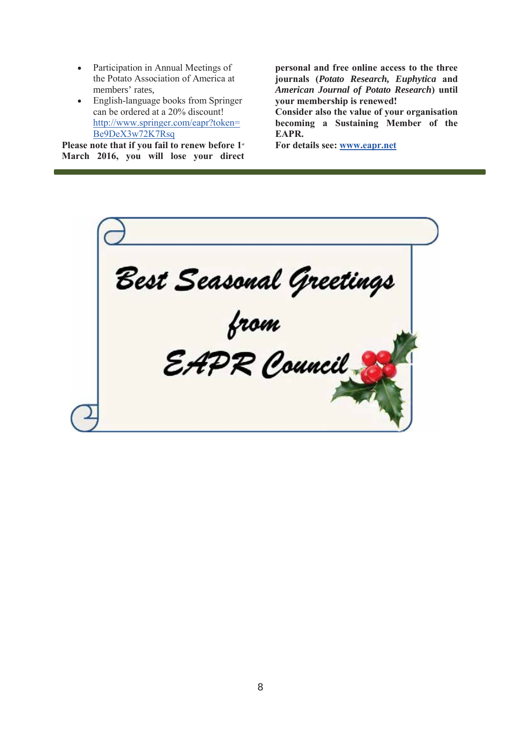- Participation in Annual Meetings of the Potato Association of America at members' rates,
- English-language books from Springer can be ordered at a 20% discount! [http://www.springer.com/eapr?token=Be9DeX3w72K7Rsq](http://www.springer.com/eapr?token=Be9DeX3w72K7Rsq)

**Please note that if you fail to renew before 1st March 2016, you will lose your direct personal and free online access to the three journals (*Potato Research, Euphytica* and *American Journal of Potato Research*) until your membership is renewed!**

**Consider also the value of your organisation becoming a Sustaining Member of the EAPR.**

**For details see: [www.eapr.net](http://www.eapr.net)**

Best Seasonal Greetings from EAPR Council